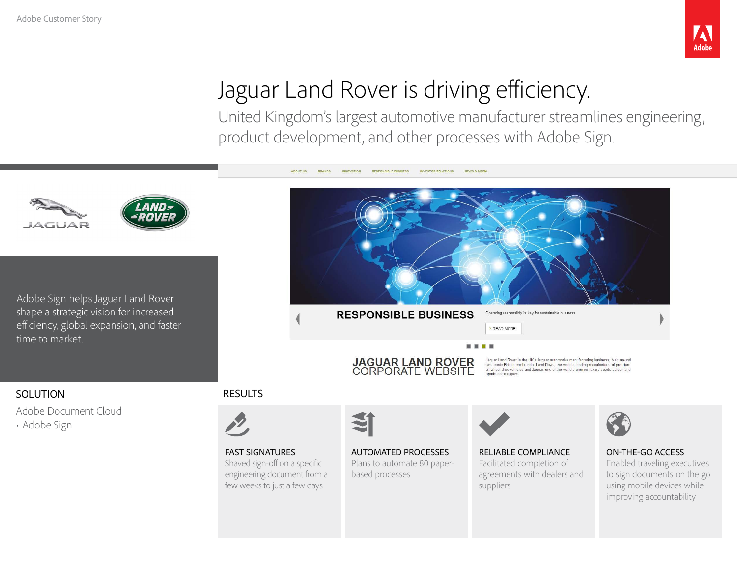Adobe Customer Story

# Jaguar Land Rover is driving efficiency.

## United Kingdom's largest automotive manufacturer streamlines engineering, product development, and other processes with Adobe Sign.

Adobe Sign helps Jaguar Land Rover shape a strategic vision for increased efficiency, global expansion, and faster time to market.

### SOLUTION

Adobe Document Cloud

- Adobe Sign

### RESULTS

**FAST SIGNATURES**
Shaved sign-off on a specific engineering document from a few weeks to just a few days

**AUTOMATED PROCESSES**
Plans to automate 80 paper-based processes

**RELIABLE COMPLIANCE**
Facilitated completion of agreements with dealers and suppliers

**ON-THE-GO ACCESS**
Enabled traveling executives to sign documents on the go using mobile devices while improving accountability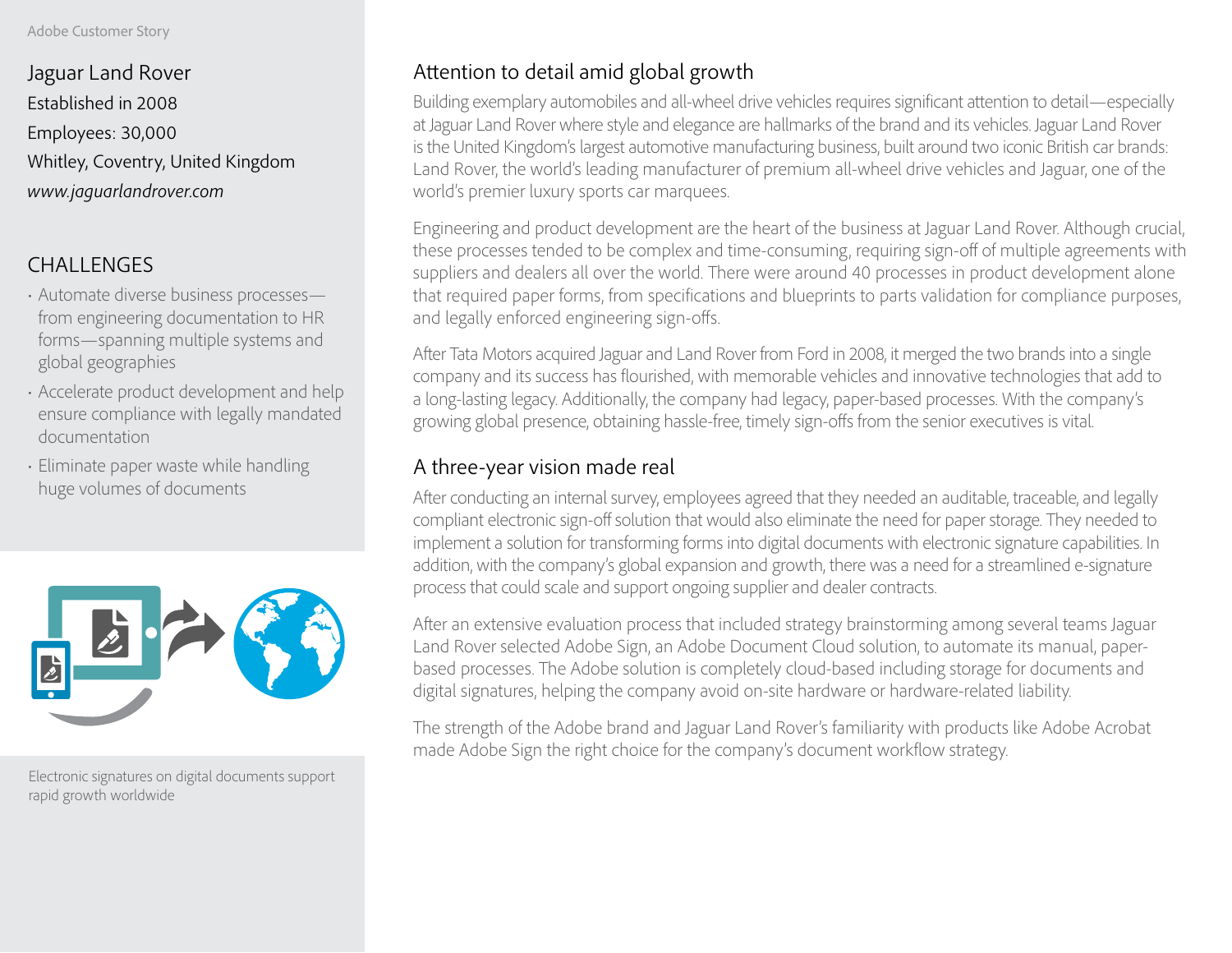Adobe Customer Story

Jaguar Land Rover
Established in 2008
Employees: 30,000
Whitley, Coventry, United Kingdom
*www.jaguarlandrover.com*

## CHALLENGES

- Automate diverse business processes—from engineering documentation to HR forms—spanning multiple systems and global geographies
- Accelerate product development and help ensure compliance with legally mandated documentation
- Eliminate paper waste while handling huge volumes of documents

Electronic signatures on digital documents support rapid growth worldwide

## Attention to detail amid global growth

Building exemplary automobiles and all-wheel drive vehicles requires significant attention to detail—especially at Jaguar Land Rover where style and elegance are hallmarks of the brand and its vehicles. Jaguar Land Rover is the United Kingdom's largest automotive manufacturing business, built around two iconic British car brands: Land Rover, the world's leading manufacturer of premium all-wheel drive vehicles and Jaguar, one of the world's premier luxury sports car marquees.

Engineering and product development are the heart of the business at Jaguar Land Rover. Although crucial, these processes tended to be complex and time-consuming, requiring sign-off of multiple agreements with suppliers and dealers all over the world. There were around 40 processes in product development alone that required paper forms, from specifications and blueprints to parts validation for compliance purposes, and legally enforced engineering sign-offs.

After Tata Motors acquired Jaguar and Land Rover from Ford in 2008, it merged the two brands into a single company and its success has flourished, with memorable vehicles and innovative technologies that add to a long-lasting legacy. Additionally, the company had legacy, paper-based processes. With the company's growing global presence, obtaining hassle-free, timely sign-offs from the senior executives is vital.

## A three-year vision made real

After conducting an internal survey, employees agreed that they needed an auditable, traceable, and legally compliant electronic sign-off solution that would also eliminate the need for paper storage. They needed to implement a solution for transforming forms into digital documents with electronic signature capabilities. In addition, with the company's global expansion and growth, there was a need for a streamlined e-signature process that could scale and support ongoing supplier and dealer contracts.

After an extensive evaluation process that included strategy brainstorming among several teams Jaguar Land Rover selected Adobe Sign, an Adobe Document Cloud solution, to automate its manual, paper-based processes. The Adobe solution is completely cloud-based including storage for documents and digital signatures, helping the company avoid on-site hardware or hardware-related liability.

The strength of the Adobe brand and Jaguar Land Rover's familiarity with products like Adobe Acrobat made Adobe Sign the right choice for the company's document workflow strategy.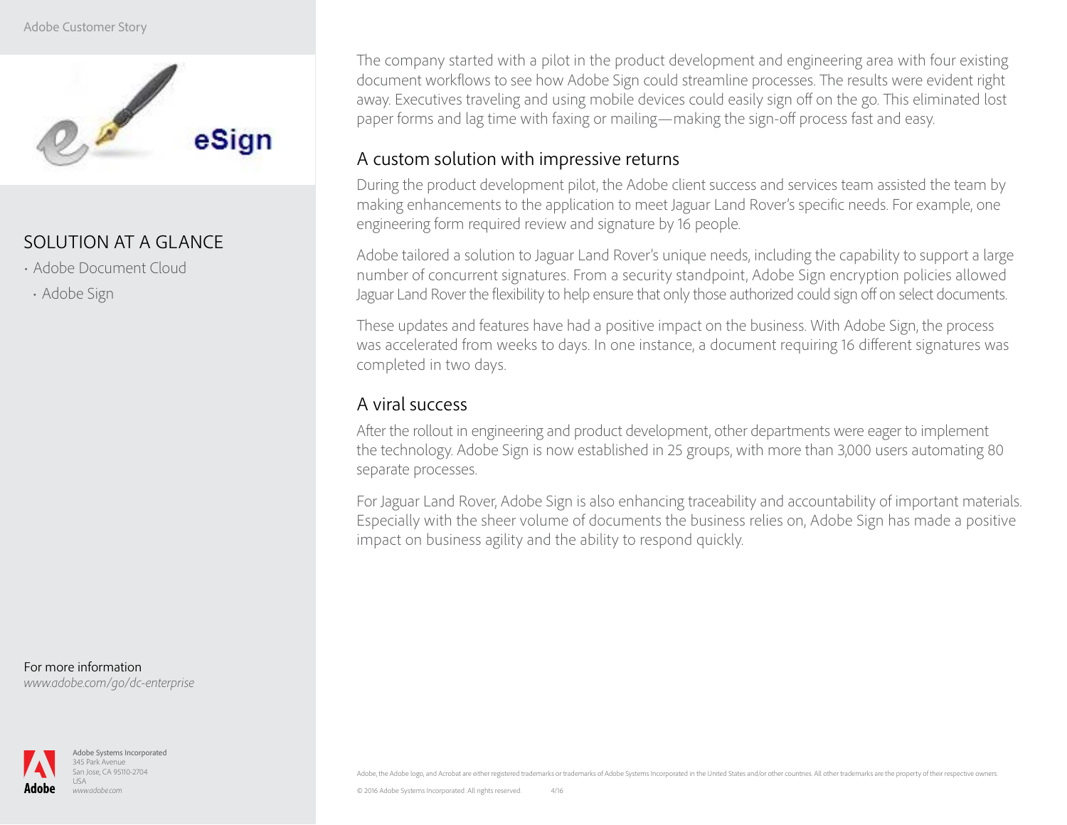The company started with a pilot in the product development and engineering area with four existing document workflows to see how Adobe Sign could streamline processes. The results were evident right away. Executives traveling and using mobile devices could easily sign off on the go. This eliminated lost paper forms and lag time with faxing or mailing—making the sign-off process fast and easy.

## A custom solution with impressive returns

During the product development pilot, the Adobe client success and services team assisted the team by making enhancements to the application to meet Jaguar Land Rover's specific needs. For example, one engineering form required review and signature by 16 people.

Adobe tailored a solution to Jaguar Land Rover's unique needs, including the capability to support a large number of concurrent signatures. From a security standpoint, Adobe Sign encryption policies allowed Jaguar Land Rover the flexibility to help ensure that only those authorized could sign off on select documents.

These updates and features have had a positive impact on the business. With Adobe Sign, the process was accelerated from weeks to days. In one instance, a document requiring 16 different signatures was completed in two days.

## A viral success

After the rollout in engineering and product development, other departments were eager to implement the technology. Adobe Sign is now established in 25 groups, with more than 3,000 users automating 80 separate processes.

For Jaguar Land Rover, Adobe Sign is also enhancing traceability and accountability of important materials. Especially with the sheer volume of documents the business relies on, Adobe Sign has made a positive impact on business agility and the ability to respond quickly.

## SOLUTION AT A GLANCE

- Adobe Document Cloud
  - Adobe Sign

For more information
*www.adobe.com/go/dc-enterprise*

Adobe Systems Incorporated
345 Park Avenue
San Jose, CA 95110-2704
USA
*www.adobe.com*

Adobe, the Adobe logo, and Acrobat are either registered trademarks or trademarks of Adobe Systems Incorporated in the United States and/or other countries. All other trademarks are the property of their respective owners.

© 2016 Adobe Systems Incorporated. All rights reserved. 4/16